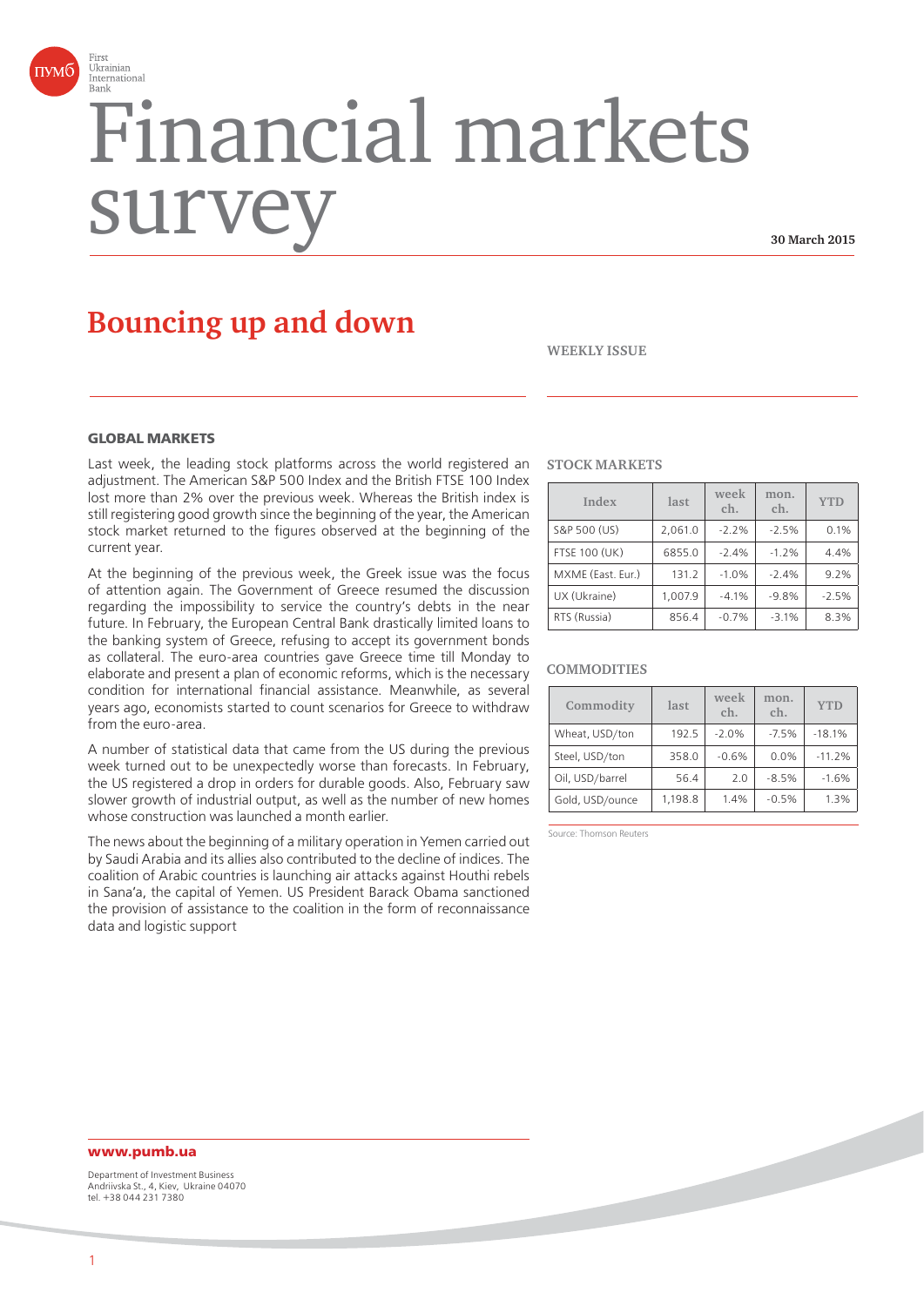First Ukrainian International Bank

# Financial markets survey

**30 March 2015**

## Bouncing up and down

WEEKLY ISSUE

### GLOBAL MARKETS

Last week, the leading stock platforms across the world registered an adjustment. The American S&P 500 Index and the British FTSE 100 Index lost more than 2% over the previous week. Whereas the British index is still registering good growth since the beginning of the year, the American stock market returned to the figures observed at the beginning of the current year.

At the beginning of the previous week, the Greek issue was the focus of attention again. The Government of Greece resumed the discussion regarding the impossibility to service the country's debts in the near future. In February, the European Central Bank drastically limited loans to the banking system of Greece, refusing to accept its government bonds as collateral. The euro-area countries gave Greece time till Monday to elaborate and present a plan of economic reforms, which is the necessary condition for international financial assistance. Meanwhile, as several years ago, economists started to count scenarios for Greece to withdraw from the euro-area.

A number of statistical data that came from the US during the previous week turned out to be unexpectedly worse than forecasts. In February, the US registered a drop in orders for durable goods. Also, February saw slower growth of industrial output, as well as the number of new homes whose construction was launched a month earlier.

The news about the beginning of a military operation in Yemen carried out by Saudi Arabia and its allies also contributed to the decline of indices. The coalition of Arabic countries is launching air attacks against Houthi rebels in Sana'a, the capital of Yemen. US President Barack Obama sanctioned the provision of assistance to the coalition in the form of reconnaissance data and logistic support

### STOCK MARKETS

| Index | last | week ch. | mon. ch. | YTD |
|---|---|---|---|---|
| S&P 500 (US) | 2,061.0 | -2.2% | -2.5% | 0.1% |
| FTSE 100 (UK) | 6855.0 | -2.4% | -1.2% | 4.4% |
| MXME (East. Eur.) | 131.2 | -1.0% | -2.4% | 9.2% |
| UX (Ukraine) | 1,007.9 | -4.1% | -9.8% | -2.5% |
| RTS (Russia) | 856.4 | -0.7% | -3.1% | 8.3% |

### COMMODITIES

| Commodity | last | week ch. | mon. ch. | YTD |
|---|---|---|---|---|
| Wheat, USD/ton | 192.5 | -2.0% | -7.5% | -18.1% |
| Steel, USD/ton | 358.0 | -0.6% | 0.0% | -11.2% |
| Oil, USD/barrel | 56.4 | 2.0 | -8.5% | -1.6% |
| Gold, USD/ounce | 1,198.8 | 1.4% | -0.5% | 1.3% |

Source: Thomson Reuters

**www.pumb.ua**

Department of Investment Business
Andriivska St., 4, Kiev, Ukraine 04070
tel. +38 044 231 7380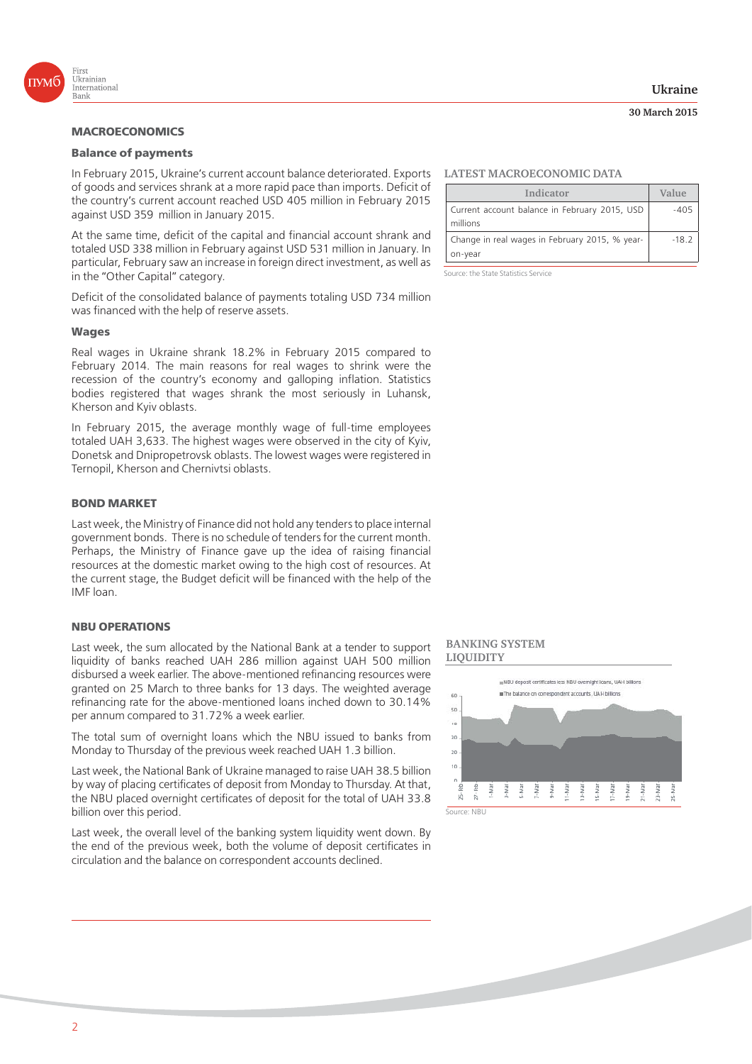## MACROECONOMICS

### Balance of payments

In February 2015, Ukraine's current account balance deteriorated. Exports of goods and services shrank at a more rapid pace than imports. Deficit of the country's current account reached USD 405 million in February 2015 against USD 359 million in January 2015.

At the same time, deficit of the capital and financial account shrank and totaled USD 338 million in February against USD 531 million in January. In particular, February saw an increase in foreign direct investment, as well as in the "Other Capital" category.

Deficit of the consolidated balance of payments totaling USD 734 million was financed with the help of reserve assets.

### Wages

Real wages in Ukraine shrank 18.2% in February 2015 compared to February 2014. The main reasons for real wages to shrink were the recession of the country's economy and galloping inflation. Statistics bodies registered that wages shrank the most seriously in Luhansk, Kherson and Kyiv oblasts.

In February 2015, the average monthly wage of full-time employees totaled UAH 3,633. The highest wages were observed in the city of Kyiv, Donetsk and Dnipropetrovsk oblasts. The lowest wages were registered in Ternopil, Kherson and Chernivtsi oblasts.

**LATEST MACROECONOMIC DATA**

| Indicator | Value |
|---|---|
| Current account balance in February 2015, USD millions | -405 |
| Change in real wages in February 2015, % year-on-year | -18.2 |

Source: the State Statistics Service

## BOND MARKET

Last week, the Ministry of Finance did not hold any tenders to place internal government bonds. There is no schedule of tenders for the current month. Perhaps, the Ministry of Finance gave up the idea of raising financial resources at the domestic market owing to the high cost of resources. At the current stage, the Budget deficit will be financed with the help of the IMF loan.

## NBU OPERATIONS

Last week, the sum allocated by the National Bank at a tender to support liquidity of banks reached UAH 286 million against UAH 500 million disbursed a week earlier. The above-mentioned refinancing resources were granted on 25 March to three banks for 13 days. The weighted average refinancing rate for the above-mentioned loans inched down to 30.14% per annum compared to 31.72% a week earlier.

The total sum of overnight loans which the NBU issued to banks from Monday to Thursday of the previous week reached UAH 1.3 billion.

Last week, the National Bank of Ukraine managed to raise UAH 38.5 billion by way of placing certificates of deposit from Monday to Thursday. At that, the NBU placed overnight certificates of deposit for the total of UAH 33.8 billion over this period.

Last week, the overall level of the banking system liquidity went down. By the end of the previous week, both the volume of deposit certificates in circulation and the balance on correspondent accounts declined.

**BANKING SYSTEM LIQUIDITY**

Source: NBU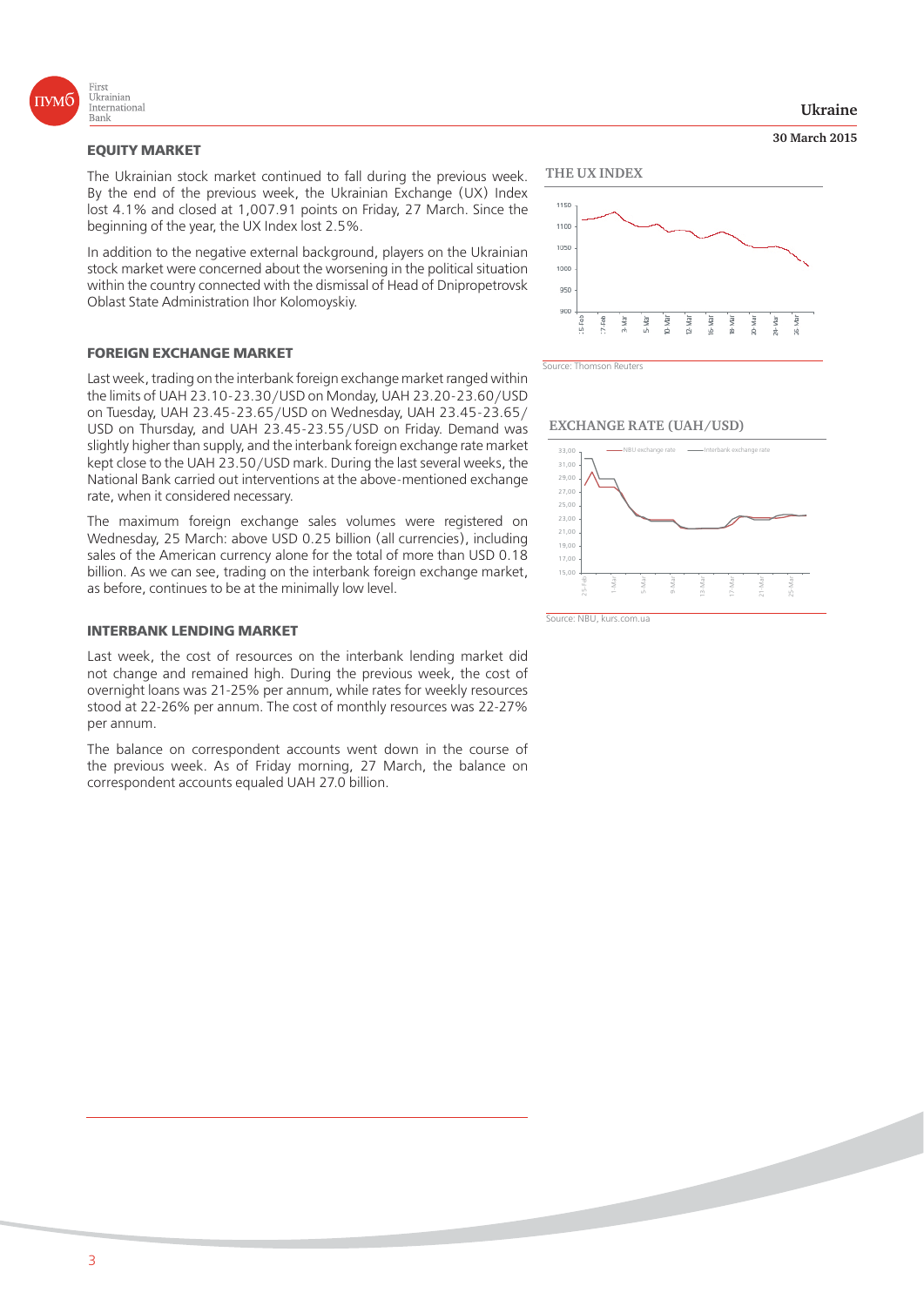## EQUITY MARKET

The Ukrainian stock market continued to fall during the previous week. By the end of the previous week, the Ukrainian Exchange (UX) Index lost 4.1% and closed at 1,007.91 points on Friday, 27 March. Since the beginning of the year, the UX Index lost 2.5%.

In addition to the negative external background, players on the Ukrainian stock market were concerned about the worsening in the political situation within the country connected with the dismissal of Head of Dnipropetrovsk Oblast State Administration Ihor Kolomoyskiy.

## FOREIGN EXCHANGE MARKET

Last week, trading on the interbank foreign exchange market ranged within the limits of UAH 23.10-23.30/USD on Monday, UAH 23.20-23.60/USD on Tuesday, UAH 23.45-23.65/USD on Wednesday, UAH 23.45-23.65/USD on Thursday, and UAH 23.45-23.55/USD on Friday. Demand was slightly higher than supply, and the interbank foreign exchange rate market kept close to the UAH 23.50/USD mark. During the last several weeks, the National Bank carried out interventions at the above-mentioned exchange rate, when it considered necessary.

The maximum foreign exchange sales volumes were registered on Wednesday, 25 March: above USD 0.25 billion (all currencies), including sales of the American currency alone for the total of more than USD 0.18 billion. As we can see, trading on the interbank foreign exchange market, as before, continues to be at the minimally low level.

## INTERBANK LENDING MARKET

Last week, the cost of resources on the interbank lending market did not change and remained high. During the previous week, the cost of overnight loans was 21-25% per annum, while rates for weekly resources stood at 22-26% per annum. The cost of monthly resources was 22-27% per annum.

The balance on correspondent accounts went down in the course of the previous week. As of Friday morning, 27 March, the balance on correspondent accounts equaled UAH 27.0 billion.

### THE UX INDEX

Source: Thomson Reuters

### EXCHANGE RATE (UAH/USD)

Source: NBU, kurs.com.ua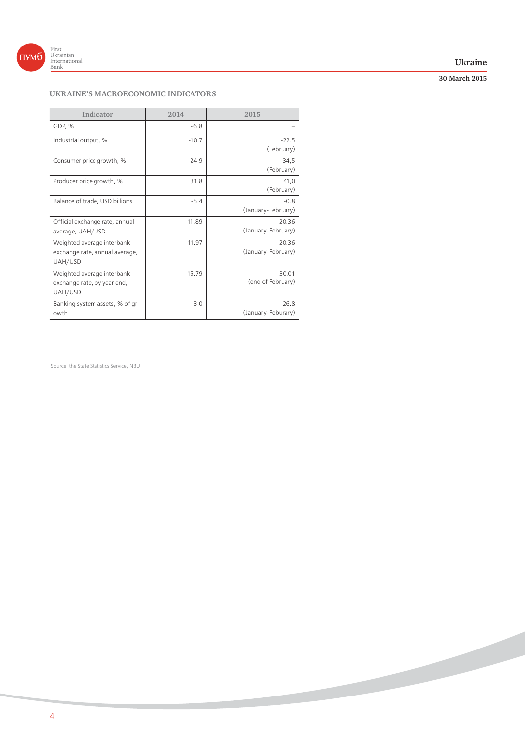## UKRAINE'S MACROECONOMIC INDICATORS

| Indicator | 2014 | 2015 |
|---|---|---|
| GDP, % | -6.8 | – |
| Industrial output, % | -10.7 | -22.5 (February) |
| Consumer price growth, % | 24.9 | 34,5 (February) |
| Producer price growth, % | 31.8 | 41,0 (February) |
| Balance of trade, USD billions | -5.4 | -0.8 (January-February) |
| Official exchange rate, annual average, UAH/USD | 11.89 | 20.36 (January-February) |
| Weighted average interbank exchange rate, annual average, UAH/USD | 11.97 | 20.36 (January-February) |
| Weighted average interbank exchange rate, by year end, UAH/USD | 15.79 | 30.01 (end of February) |
| Banking system assets, % of gr owth | 3.0 | 26.8 (January-Feburary) |

Source: the State Statistics Service, NBU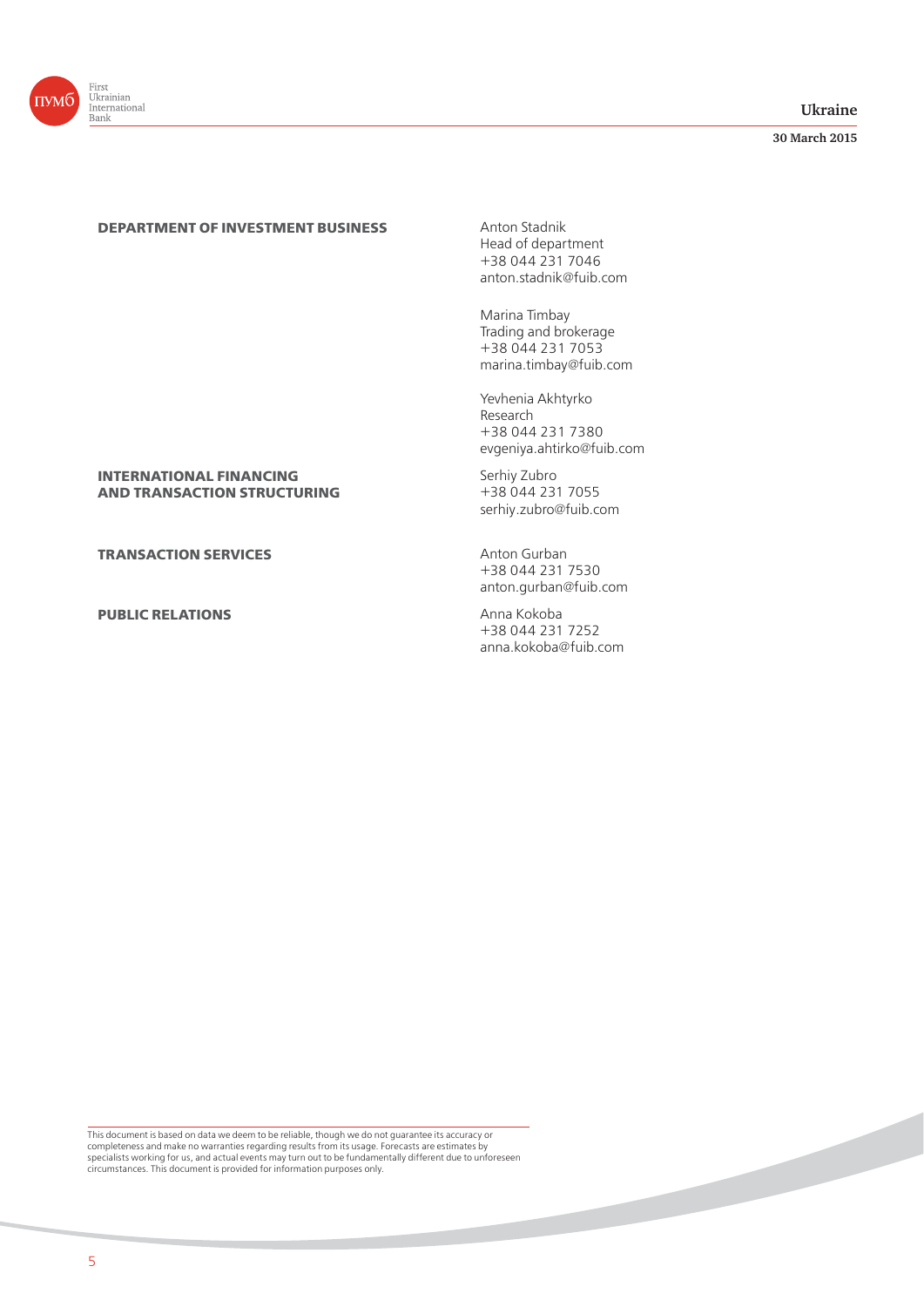**DEPARTMENT OF INVESTMENT BUSINESS**

Anton Stadnik
Head of department
+38 044 231 7046
anton.stadnik@fuib.com

Marina Timbay
Trading and brokerage
+38 044 231 7053
marina.timbay@fuib.com

Yevhenia Akhtyrko
Research
+38 044 231 7380
evgeniya.ahtirko@fuib.com

**INTERNATIONAL FINANCING AND TRANSACTION STRUCTURING**

Serhiy Zubro
+38 044 231 7055
serhiy.zubro@fuib.com

**TRANSACTION SERVICES**

Anton Gurban
+38 044 231 7530
anton.gurban@fuib.com

**PUBLIC RELATIONS**

Anna Kokoba
+38 044 231 7252
anna.kokoba@fuib.com

This document is based on data we deem to be reliable, though we do not guarantee its accuracy or completeness and make no warranties regarding results from its usage. Forecasts are estimates by specialists working for us, and actual events may turn out to be fundamentally different due to unforeseen circumstances. This document is provided for information purposes only.